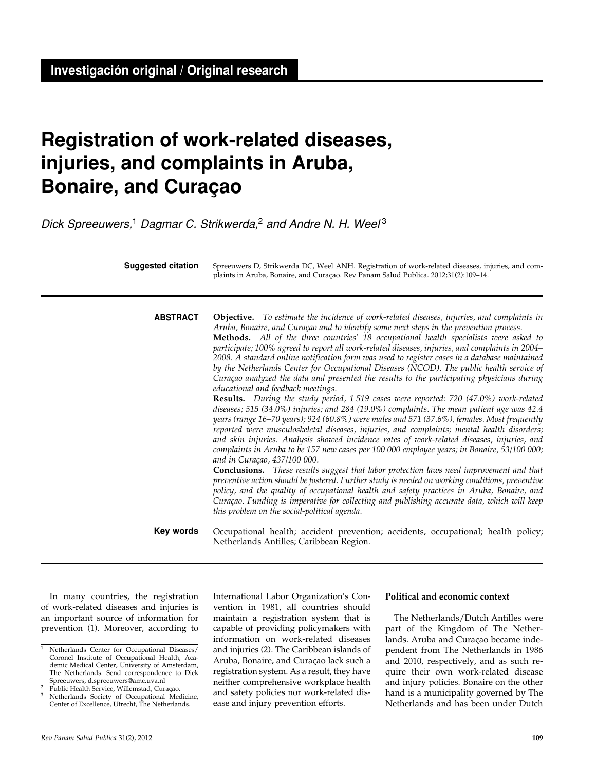**Investigación original / Original research**

# Registration of work-related diseases, injuries, and complaints in Aruba, Bonaire, and Curaçao

*Dick Spreeuwers,*[1] *Dagmar C. Strikwerda,*[2] *and Andre N. H. Weel*[3]

**Suggested citation** Spreeuwers D, Strikwerda DC, Weel ANH. Registration of work-related diseases, injuries, and complaints in Aruba, Bonaire, and Curaçao. Rev Panam Salud Publica. 2012;31(2):109–14.

**ABSTRACT**

**Objective.** *To estimate the incidence of work-related diseases, injuries, and complaints in Aruba, Bonaire, and Curaçao and to identify some next steps in the prevention process.*

**Methods.** *All of the three countries' 18 occupational health specialists were asked to participate; 100% agreed to report all work-related diseases, injuries, and complaints in 2004–2008. A standard online notification form was used to register cases in a database maintained by the Netherlands Center for Occupational Diseases (NCOD). The public health service of Curaçao analyzed the data and presented the results to the participating physicians during educational and feedback meetings.*

**Results.** *During the study period, 1 519 cases were reported: 720 (47.0%) work-related diseases; 515 (34.0%) injuries; and 284 (19.0%) complaints. The mean patient age was 42.4 years (range 16–70 years); 924 (60.8%) were males and 571 (37.6%), females. Most frequently reported were musculoskeletal diseases, injuries, and complaints; mental health disorders; and skin injuries. Analysis showed incidence rates of work-related diseases, injuries, and complaints in Aruba to be 157 new cases per 100 000 employee years; in Bonaire, 53/100 000; and in Curaçao, 437/100 000.*

**Conclusions.** *These results suggest that labor protection laws need improvement and that preventive action should be fostered. Further study is needed on working conditions, preventive policy, and the quality of occupational health and safety practices in Aruba, Bonaire, and Curaçao. Funding is imperative for collecting and publishing accurate data, which will keep this problem on the social-political agenda.*

**Key words** Occupational health; accident prevention; accidents, occupational; health policy; Netherlands Antilles; Caribbean Region.

---

In many countries, the registration of work-related diseases and injuries is an important source of information for prevention (1). Moreover, according to International Labor Organization's Convention in 1981, all countries should maintain a registration system that is capable of providing policymakers with information on work-related diseases and injuries (2). The Caribbean islands of Aruba, Bonaire, and Curaçao lack such a registration system. As a result, they have neither comprehensive workplace health and safety policies nor work-related disease and injury prevention efforts.

### Political and economic context

The Netherlands/Dutch Antilles were part of the Kingdom of The Netherlands. Aruba and Curaçao became independent from The Netherlands in 1986 and 2010, respectively, and as such require their own work-related disease and injury policies. Bonaire on the other hand is a municipality governed by The Netherlands and has been under Dutch

---

[1] Netherlands Center for Occupational Diseases/Coronel Institute of Occupational Health, Academic Medical Center, University of Amsterdam, The Netherlands. Send correspondence to Dick Spreeuwers, d.spreeuwers@amc.uva.nl

[2] Public Health Service, Willemstad, Curaçao.

[3] Netherlands Society of Occupational Medicine, Center of Excellence, Utrecht, The Netherlands.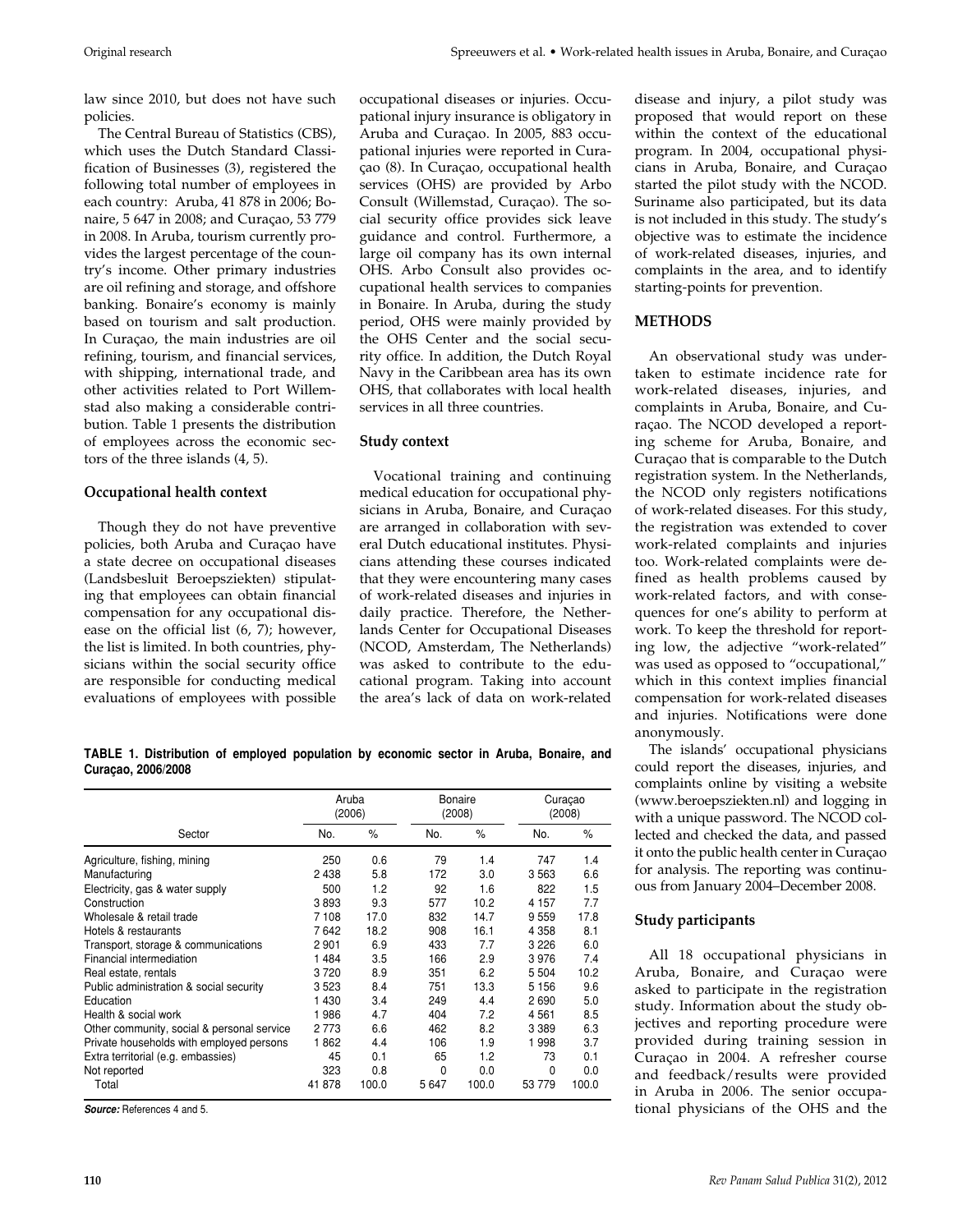law since 2010, but does not have such policies.

The Central Bureau of Statistics (CBS), which uses the Dutch Standard Classification of Businesses (3), registered the following total number of employees in each country: Aruba, 41 878 in 2006; Bonaire, 5 647 in 2008; and Curaçao, 53 779 in 2008. In Aruba, tourism currently provides the largest percentage of the country's income. Other primary industries are oil refining and storage, and offshore banking. Bonaire's economy is mainly based on tourism and salt production. In Curaçao, the main industries are oil refining, tourism, and financial services, with shipping, international trade, and other activities related to Port Willemstad also making a considerable contribution. Table 1 presents the distribution of employees across the economic sectors of the three islands (4, 5).

### Occupational health context

Though they do not have preventive policies, both Aruba and Curaçao have a state decree on occupational diseases (Landsbesluit Beroepsziekten) stipulating that employees can obtain financial compensation for any occupational disease on the official list (6, 7); however, the list is limited. In both countries, physicians within the social security office are responsible for conducting medical evaluations of employees with possible occupational diseases or injuries. Occupational injury insurance is obligatory in Aruba and Curaçao. In 2005, 883 occupational injuries were reported in Curaçao (8). In Curaçao, occupational health services (OHS) are provided by Arbo Consult (Willemstad, Curaçao). The social security office provides sick leave guidance and control. Furthermore, a large oil company has its own internal OHS. Arbo Consult also provides occupational health services to companies in Bonaire. In Aruba, during the study period, OHS were mainly provided by the OHS Center and the social security office. In addition, the Dutch Royal Navy in the Caribbean area has its own OHS, that collaborates with local health services in all three countries.

### Study context

Vocational training and continuing medical education for occupational physicians in Aruba, Bonaire, and Curaçao are arranged in collaboration with several Dutch educational institutes. Physicians attending these courses indicated that they were encountering many cases of work-related diseases and injuries in daily practice. Therefore, the Netherlands Center for Occupational Diseases (NCOD, Amsterdam, The Netherlands) was asked to contribute to the educational program. Taking into account the area's lack of data on work-related disease and injury, a pilot study was proposed that would report on these within the context of the educational program. In 2004, occupational physicians in Aruba, Bonaire, and Curaçao started the pilot study with the NCOD. Suriname also participated, but its data is not included in this study. The study's objective was to estimate the incidence of work-related diseases, injuries, and complaints in the area, and to identify starting-points for prevention.

**TABLE 1. Distribution of employed population by economic sector in Aruba, Bonaire, and Curaçao, 2006/2008**

| Sector | Aruba (2006) | | Bonaire (2008) | | Curaçao (2008) | |
|---|---|---|---|---|---|---|
| | No. | % | No. | % | No. | % |
| Agriculture, fishing, mining | 250 | 0.6 | 79 | 1.4 | 747 | 1.4 |
| Manufacturing | 2 438 | 5.8 | 172 | 3.0 | 3 563 | 6.6 |
| Electricity, gas & water supply | 500 | 1.2 | 92 | 1.6 | 822 | 1.5 |
| Construction | 3 893 | 9.3 | 577 | 10.2 | 4 157 | 7.7 |
| Wholesale & retail trade | 7 108 | 17.0 | 832 | 14.7 | 9 559 | 17.8 |
| Hotels & restaurants | 7 642 | 18.2 | 908 | 16.1 | 4 358 | 8.1 |
| Transport, storage & communications | 2 901 | 6.9 | 433 | 7.7 | 3 226 | 6.0 |
| Financial intermediation | 1 484 | 3.5 | 166 | 2.9 | 3 976 | 7.4 |
| Real estate, rentals | 3 720 | 8.9 | 351 | 6.2 | 5 504 | 10.2 |
| Public administration & social security | 3 523 | 8.4 | 751 | 13.3 | 5 156 | 9.6 |
| Education | 1 430 | 3.4 | 249 | 4.4 | 2 690 | 5.0 |
| Health & social work | 1 986 | 4.7 | 404 | 7.2 | 4 561 | 8.5 |
| Other community, social & personal service | 2 773 | 6.6 | 462 | 8.2 | 3 389 | 6.3 |
| Private households with employed persons | 1 862 | 4.4 | 106 | 1.9 | 1 998 | 3.7 |
| Extra territorial (e.g. embassies) | 45 | 0.1 | 65 | 1.2 | 73 | 0.1 |
| Not reported | 323 | 0.8 | 0 | 0.0 | 0 | 0.0 |
| Total | 41 878 | 100.0 | 5 647 | 100.0 | 53 779 | 100.0 |

***Source:*** References 4 and 5.

## METHODS

An observational study was undertaken to estimate incidence rate for work-related diseases, injuries, and complaints in Aruba, Bonaire, and Curaçao. The NCOD developed a reporting scheme for Aruba, Bonaire, and Curaçao that is comparable to the Dutch registration system. In the Netherlands, the NCOD only registers notifications of work-related diseases. For this study, the registration was extended to cover work-related complaints and injuries too. Work-related complaints were defined as health problems caused by work-related factors, and with consequences for one's ability to perform at work. To keep the threshold for reporting low, the adjective "work-related" was used as opposed to "occupational," which in this context implies financial compensation for work-related diseases and injuries. Notifications were done anonymously.

The islands' occupational physicians could report the diseases, injuries, and complaints online by visiting a website (www.beroepsziekten.nl) and logging in with a unique password. The NCOD collected and checked the data, and passed it onto the public health center in Curaçao for analysis. The reporting was continuous from January 2004–December 2008.

### Study participants

All 18 occupational physicians in Aruba, Bonaire, and Curaçao were asked to participate in the registration study. Information about the study objectives and reporting procedure were provided during training session in Curaçao in 2004. A refresher course and feedback/results were provided in Aruba in 2006. The senior occupational physicians of the OHS and the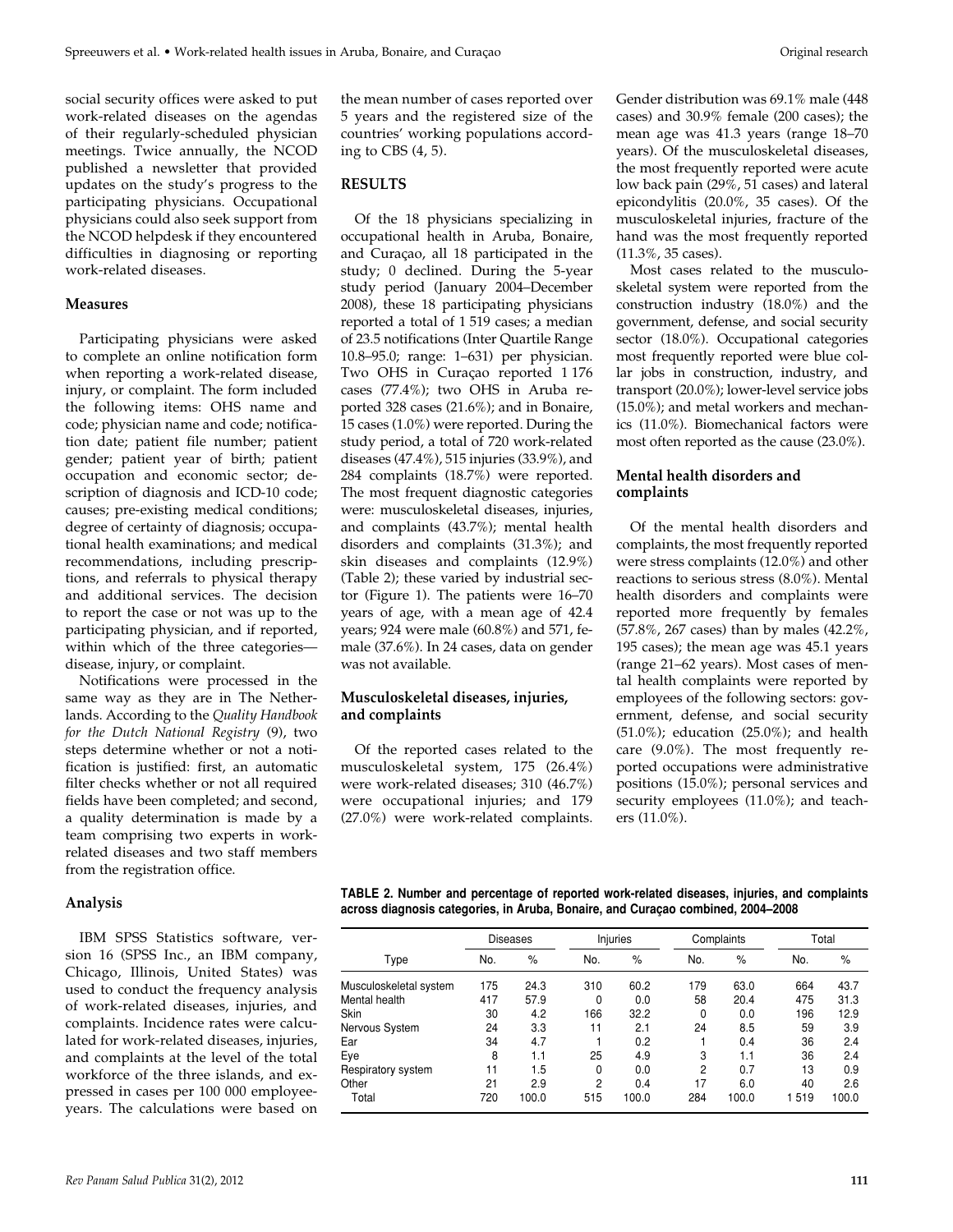social security offices were asked to put work-related diseases on the agendas of their regularly-scheduled physician meetings. Twice annually, the NCOD published a newsletter that provided updates on the study's progress to the participating physicians. Occupational physicians could also seek support from the NCOD helpdesk if they encountered difficulties in diagnosing or reporting work-related diseases.

### Measures

Participating physicians were asked to complete an online notification form when reporting a work-related disease, injury, or complaint. The form included the following items: OHS name and code; physician name and code; notification date; patient file number; patient gender; patient year of birth; patient occupation and economic sector; description of diagnosis and ICD-10 code; causes; pre-existing medical conditions; degree of certainty of diagnosis; occupational health examinations; and medical recommendations, including prescriptions, and referrals to physical therapy and additional services. The decision to report the case or not was up to the participating physician, and if reported, within which of the three categories—disease, injury, or complaint.

Notifications were processed in the same way as they are in The Netherlands. According to the *Quality Handbook for the Dutch National Registry* (9), two steps determine whether or not a notification is justified: first, an automatic filter checks whether or not all required fields have been completed; and second, a quality determination is made by a team comprising two experts in work-related diseases and two staff members from the registration office.

### Analysis

IBM SPSS Statistics software, version 16 (SPSS Inc., an IBM company, Chicago, Illinois, United States) was used to conduct the frequency analysis of work-related diseases, injuries, and complaints. Incidence rates were calculated for work-related diseases, injuries, and complaints at the level of the total workforce of the three islands, and expressed in cases per 100 000 employee-years. The calculations were based on the mean number of cases reported over 5 years and the registered size of the countries' working populations according to CBS (4, 5).

## RESULTS

Of the 18 physicians specializing in occupational health in Aruba, Bonaire, and Curaçao, all 18 participated in the study; 0 declined. During the 5-year study period (January 2004–December 2008), these 18 participating physicians reported a total of 1 519 cases; a median of 23.5 notifications (Inter Quartile Range 10.8–95.0; range: 1–631) per physician. Two OHS in Curaçao reported 1 176 cases (77.4%); two OHS in Aruba reported 328 cases (21.6%); and in Bonaire, 15 cases (1.0%) were reported. During the study period, a total of 720 work-related diseases (47.4%), 515 injuries (33.9%), and 284 complaints (18.7%) were reported. The most frequent diagnostic categories were: musculoskeletal diseases, injuries, and complaints (43.7%); mental health disorders and complaints (31.3%); and skin diseases and complaints (12.9%) (Table 2); these varied by industrial sector (Figure 1). The patients were 16–70 years of age, with a mean age of 42.4 years; 924 were male (60.8%) and 571, female (37.6%). In 24 cases, data on gender was not available.

### Musculoskeletal diseases, injuries, and complaints

Of the reported cases related to the musculoskeletal system, 175 (26.4%) were work-related diseases; 310 (46.7%) were occupational injuries; and 179 (27.0%) were work-related complaints. Gender distribution was 69.1% male (448 cases) and 30.9% female (200 cases); the mean age was 41.3 years (range 18–70 years). Of the musculoskeletal diseases, the most frequently reported were acute low back pain (29%, 51 cases) and lateral epicondylitis (20.0%, 35 cases). Of the musculoskeletal injuries, fracture of the hand was the most frequently reported (11.3%, 35 cases).

Most cases related to the musculoskeletal system were reported from the construction industry (18.0%) and the government, defense, and social security sector (18.0%). Occupational categories most frequently reported were blue collar jobs in construction, industry, and transport (20.0%); lower-level service jobs (15.0%); and metal workers and mechanics (11.0%). Biomechanical factors were most often reported as the cause (23.0%).

### Mental health disorders and complaints

Of the mental health disorders and complaints, the most frequently reported were stress complaints (12.0%) and other reactions to serious stress (8.0%). Mental health disorders and complaints were reported more frequently by females (57.8%, 267 cases) than by males (42.2%, 195 cases); the mean age was 45.1 years (range 21–62 years). Most cases of mental health complaints were reported by employees of the following sectors: government, defense, and social security (51.0%); education (25.0%); and health care (9.0%). The most frequently reported occupations were administrative positions (15.0%); personal services and security employees (11.0%); and teachers (11.0%).

**TABLE 2. Number and percentage of reported work-related diseases, injuries, and complaints across diagnosis categories, in Aruba, Bonaire, and Curaçao combined, 2004–2008**

| | Diseases | | Injuries | | Complaints | | Total | |
|---|---|---|---|---|---|---|---|---|
| Type | No. | % | No. | % | No. | % | No. | % |
| Musculoskeletal system | 175 | 24.3 | 310 | 60.2 | 179 | 63.0 | 664 | 43.7 |
| Mental health | 417 | 57.9 | 0 | 0.0 | 58 | 20.4 | 475 | 31.3 |
| Skin | 30 | 4.2 | 166 | 32.2 | 0 | 0.0 | 196 | 12.9 |
| Nervous System | 24 | 3.3 | 11 | 2.1 | 24 | 8.5 | 59 | 3.9 |
| Ear | 34 | 4.7 | 1 | 0.2 | 1 | 0.4 | 36 | 2.4 |
| Eye | 8 | 1.1 | 25 | 4.9 | 3 | 1.1 | 36 | 2.4 |
| Respiratory system | 11 | 1.5 | 0 | 0.0 | 2 | 0.7 | 13 | 0.9 |
| Other | 21 | 2.9 | 2 | 0.4 | 17 | 6.0 | 40 | 2.6 |
| Total | 720 | 100.0 | 515 | 100.0 | 284 | 100.0 | 1 519 | 100.0 |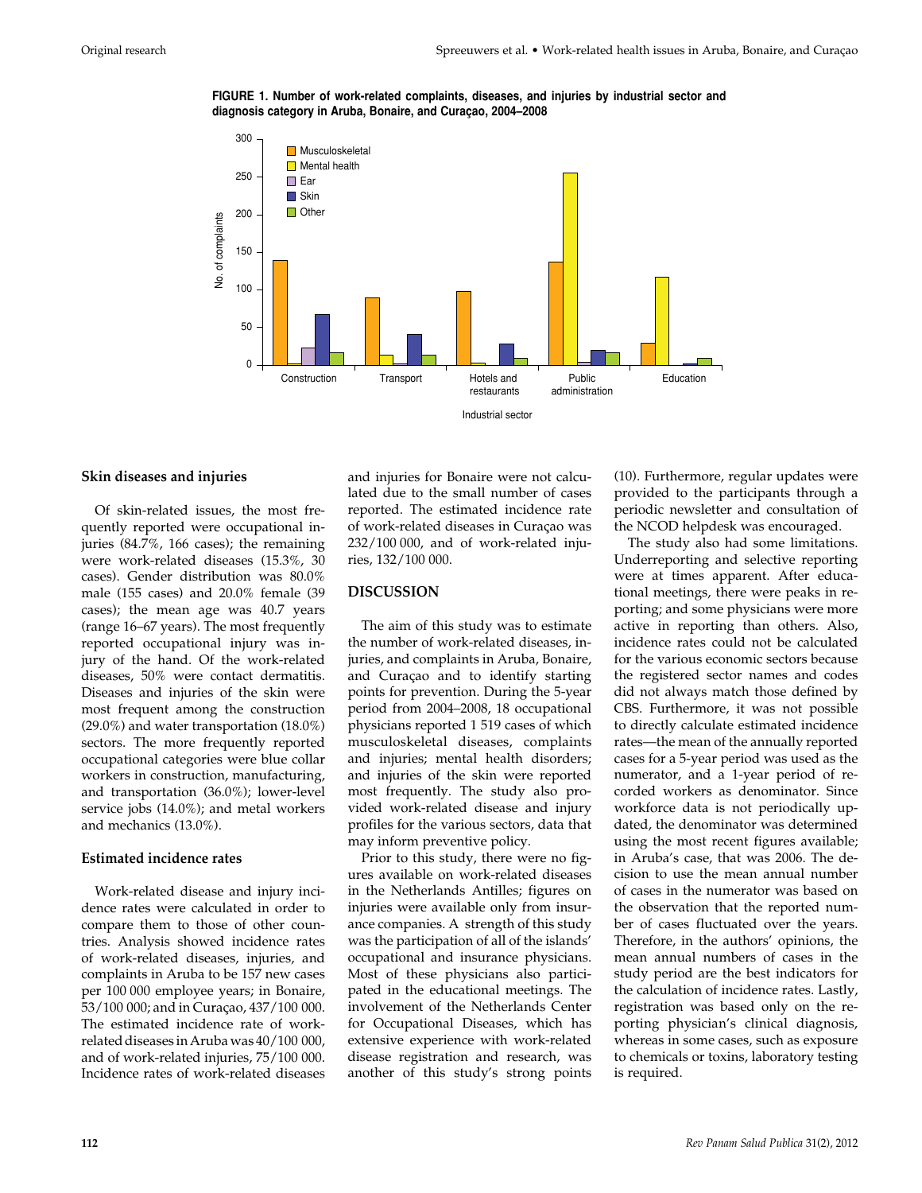**FIGURE 1. Number of work-related complaints, diseases, and injuries by industrial sector and diagnosis category in Aruba, Bonaire, and Curaçao, 2004–2008**

No. of complaints

300
250
200
150
100
50
0

Musculoskeletal
Mental health
Ear
Skin
Other

Construction
Transport
Hotels and restaurants
Public administration
Education

Industrial sector

### Skin diseases and injuries

Of skin-related issues, the most frequently reported were occupational injuries (84.7%, 166 cases); the remaining were work-related diseases (15.3%, 30 cases). Gender distribution was 80.0% male (155 cases) and 20.0% female (39 cases); the mean age was 40.7 years (range 16–67 years). The most frequently reported occupational injury was injury of the hand. Of the work-related diseases, 50% were contact dermatitis. Diseases and injuries of the skin were most frequent among the construction (29.0%) and water transportation (18.0%) sectors. The more frequently reported occupational categories were blue collar workers in construction, manufacturing, and transportation (36.0%); lower-level service jobs (14.0%); and metal workers and mechanics (13.0%).

### Estimated incidence rates

Work-related disease and injury incidence rates were calculated in order to compare them to those of other countries. Analysis showed incidence rates of work-related diseases, injuries, and complaints in Aruba to be 157 new cases per 100 000 employee years; in Bonaire, 53/100 000; and in Curaçao, 437/100 000. The estimated incidence rate of work-related diseases in Aruba was 40/100 000, and of work-related injuries, 75/100 000. Incidence rates of work-related diseases and injuries for Bonaire were not calculated due to the small number of cases reported. The estimated incidence rate of work-related diseases in Curaçao was 232/100 000, and of work-related injuries, 132/100 000.

## DISCUSSION

The aim of this study was to estimate the number of work-related diseases, injuries, and complaints in Aruba, Bonaire, and Curaçao and to identify starting points for prevention. During the 5-year period from 2004–2008, 18 occupational physicians reported 1 519 cases of which musculoskeletal diseases, complaints and injuries; mental health disorders; and injuries of the skin were reported most frequently. The study also provided work-related disease and injury profiles for the various sectors, data that may inform preventive policy.

Prior to this study, there were no figures available on work-related diseases in the Netherlands Antilles; figures on injuries were available only from insurance companies. A strength of this study was the participation of all of the islands' occupational and insurance physicians. Most of these physicians also participated in the educational meetings. The involvement of the Netherlands Center for Occupational Diseases, which has extensive experience with work-related disease registration and research, was another of this study's strong points (10). Furthermore, regular updates were provided to the participants through a periodic newsletter and consultation of the NCOD helpdesk was encouraged.

The study also had some limitations. Underreporting and selective reporting were at times apparent. After educational meetings, there were peaks in reporting; and some physicians were more active in reporting than others. Also, incidence rates could not be calculated for the various economic sectors because the registered sector names and codes did not always match those defined by CBS. Furthermore, it was not possible to directly calculate estimated incidence rates—the mean of the annually reported cases for a 5-year period was used as the numerator, and a 1-year period of recorded workers as denominator. Since workforce data is not periodically updated, the denominator was determined using the most recent figures available; in Aruba's case, that was 2006. The decision to use the mean annual number of cases in the numerator was based on the observation that the reported number of cases fluctuated over the years. Therefore, in the authors' opinions, the mean annual numbers of cases in the study period are the best indicators for the calculation of incidence rates. Lastly, registration was based only on the reporting physician's clinical diagnosis, whereas in some cases, such as exposure to chemicals or toxins, laboratory testing is required.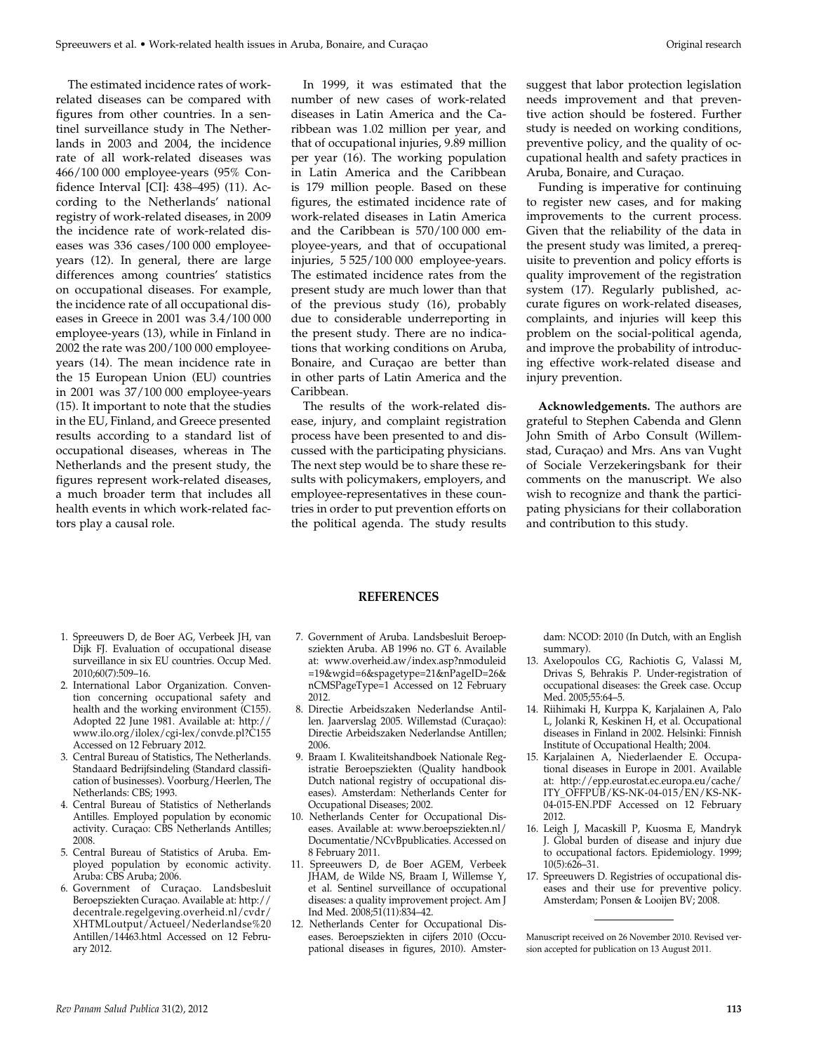The estimated incidence rates of work-related diseases can be compared with figures from other countries. In a sentinel surveillance study in The Netherlands in 2003 and 2004, the incidence rate of all work-related diseases was 466/100 000 employee-years (95% Confidence Interval [CI]: 438–495) (11). According to the Netherlands' national registry of work-related diseases, in 2009 the incidence rate of work-related diseases was 336 cases/100 000 employee-years (12). In general, there are large differences among countries' statistics on occupational diseases. For example, the incidence rate of all occupational diseases in Greece in 2001 was 3.4/100 000 employee-years (13), while in Finland in 2002 the rate was 200/100 000 employee-years (14). The mean incidence rate in the 15 European Union (EU) countries in 2001 was 37/100 000 employee-years (15). It important to note that the studies in the EU, Finland, and Greece presented results according to a standard list of occupational diseases, whereas in The Netherlands and the present study, the figures represent work-related diseases, a much broader term that includes all health events in which work-related factors play a causal role.

In 1999, it was estimated that the number of new cases of work-related diseases in Latin America and the Caribbean was 1.02 million per year, and that of occupational injuries, 9.89 million per year (16). The working population in Latin America and the Caribbean is 179 million people. Based on these figures, the estimated incidence rate of work-related diseases in Latin America and the Caribbean is 570/100 000 employee-years, and that of occupational injuries, 5 525/100 000 employee-years. The estimated incidence rates from the present study are much lower than that of the previous study (16), probably due to considerable underreporting in the present study. There are no indications that working conditions on Aruba, Bonaire, and Curaçao are better than in other parts of Latin America and the Caribbean.

The results of the work-related disease, injury, and complaint registration process have been presented to and discussed with the participating physicians. The next step would be to share these results with policymakers, employers, and employee-representatives in these countries in order to put prevention efforts on the political agenda. The study results suggest that labor protection legislation needs improvement and that preventive action should be fostered. Further study is needed on working conditions, preventive policy, and the quality of occupational health and safety practices in Aruba, Bonaire, and Curaçao.

Funding is imperative for continuing to register new cases, and for making improvements to the current process. Given that the reliability of the data in the present study was limited, a prerequisite to prevention and policy efforts is quality improvement of the registration system (17). Regularly published, accurate figures on work-related diseases, complaints, and injuries will keep this problem on the social-political agenda, and improve the probability of introducing effective work-related disease and injury prevention.

**Acknowledgements.** The authors are grateful to Stephen Cabenda and Glenn John Smith of Arbo Consult (Willemstad, Curaçao) and Mrs. Ans van Vught of Sociale Verzekeringsbank for their comments on the manuscript. We also wish to recognize and thank the participating physicians for their collaboration and contribution to this study.

## REFERENCES

1. Spreeuwers D, de Boer AG, Verbeek JH, van Dijk FJ. Evaluation of occupational disease surveillance in six EU countries. Occup Med. 2010;60(7):509–16.
2. International Labor Organization. Convention concerning occupational safety and health and the working environment (C155). Adopted 22 June 1981. Available at: http://www.ilo.org/ilolex/cgi-lex/convde.pl?C155 Accessed on 12 February 2012.
3. Central Bureau of Statistics, The Netherlands. Standaard Bedrijfsindeling (Standard classification of businesses). Voorburg/Heerlen, The Netherlands: CBS; 1993.
4. Central Bureau of Statistics of Netherlands Antilles. Employed population by economic activity. Curaçao: CBS Netherlands Antilles; 2008.
5. Central Bureau of Statistics of Aruba. Employed population by economic activity. Aruba: CBS Aruba; 2006.
6. Government of Curaçao. Landsbesluit Beroepsziekten Curaçao. Available at: http://decentrale.regelgeving.overheid.nl/cvdr/XHTMLoutput/Actueel/Nederlandse%20Antillen/14463.html Accessed on 12 February 2012.
7. Government of Aruba. Landsbesluit Beroepsziekten Aruba. AB 1996 no. GT 6. Available at: www.overheid.aw/index.asp?nmoduleid=19&wgid=6&spagetype=21&nPageID=26&nCMSPageType=1 Accessed on 12 February 2012.
8. Directie Arbeidszaken Nederlandse Antillen. Jaarverslag 2005. Willemstad (Curaçao): Directie Arbeidszaken Nederlandse Antillen; 2006.
9. Braam I. Kwaliteitshandboek Nationale Registratie Beroepsziekten (Quality handbook Dutch national registry of occupational diseases). Amsterdam: Netherlands Center for Occupational Diseases; 2002.
10. Netherlands Center for Occupational Diseases. Available at: www.beroepsziekten.nl/Documentatie/NCvBpublicaties. Accessed on 8 February 2011.
11. Spreeuwers D, de Boer AGEM, Verbeek JHAM, de Wilde NS, Braam I, Willemse Y, et al. Sentinel surveillance of occupational diseases: a quality improvement project. Am J Ind Med. 2008;51(11):834–42.
12. Netherlands Center for Occupational Diseases. Beroepsziekten in cijfers 2010 (Occupational diseases in figures, 2010). Amsterdam: NCOD: 2010 (In Dutch, with an English summary).
13. Axelopoulos CG, Rachiotis G, Valassi M, Drivas S, Behrakis P. Under-registration of occupational diseases: the Greek case. Occup Med. 2005;55:64–5.
14. Riihimaki H, Kurppa K, Karjalainen A, Palo L, Jolanki R, Keskinen H, et al. Occupational diseases in Finland in 2002. Helsinki: Finnish Institute of Occupational Health; 2004.
15. Karjalainen A, Niederlaender E. Occupational diseases in Europe in 2001. Available at: http://epp.eurostat.ec.europa.eu/cache/ITY_OFFPUB/KS-NK-04-015/EN/KS-NK-04-015-EN.PDF Accessed on 12 February 2012.
16. Leigh J, Macaskill P, Kuosma E, Mandryk J. Global burden of disease and injury due to occupational factors. Epidemiology. 1999; 10(5):626–31.
17. Spreeuwers D. Registries of occupational diseases and their use for preventive policy. Amsterdam; Ponsen & Looijen BV; 2008.

Manuscript received on 26 November 2010. Revised version accepted for publication on 13 August 2011.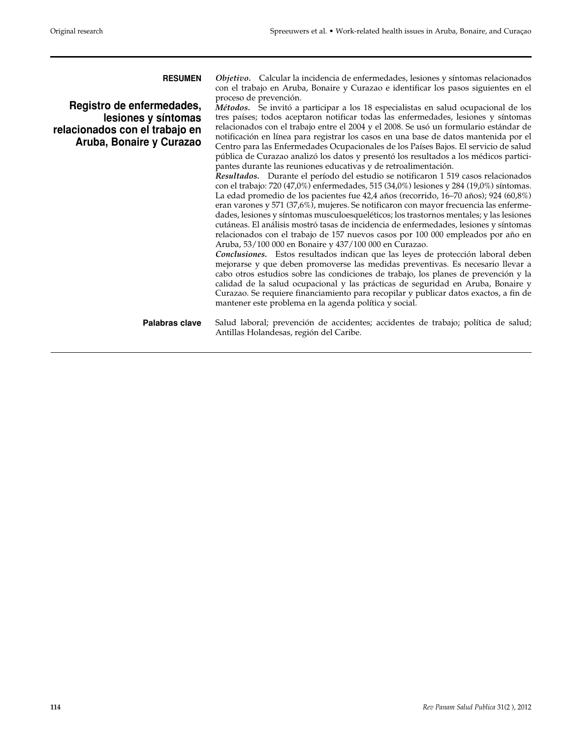**RESUMEN**

## Registro de enfermedades, lesiones y síntomas relacionados con el trabajo en Aruba, Bonaire y Curazao

***Objetivo.*** Calcular la incidencia de enfermedades, lesiones y síntomas relacionados con el trabajo en Aruba, Bonaire y Curazao e identificar los pasos siguientes en el proceso de prevención.

***Métodos.*** Se invitó a participar a los 18 especialistas en salud ocupacional de los tres países; todos aceptaron notificar todas las enfermedades, lesiones y síntomas relacionados con el trabajo entre el 2004 y el 2008. Se usó un formulario estándar de notificación en línea para registrar los casos en una base de datos mantenida por el Centro para las Enfermedades Ocupacionales de los Países Bajos. El servicio de salud pública de Curazao analizó los datos y presentó los resultados a los médicos participantes durante las reuniones educativas y de retroalimentación.

***Resultados.*** Durante el período del estudio se notificaron 1 519 casos relacionados con el trabajo: 720 (47,0%) enfermedades, 515 (34,0%) lesiones y 284 (19,0%) síntomas. La edad promedio de los pacientes fue 42,4 años (recorrido, 16–70 años); 924 (60,8%) eran varones y 571 (37,6%), mujeres. Se notificaron con mayor frecuencia las enfermedades, lesiones y síntomas musculoesqueléticos; los trastornos mentales; y las lesiones cutáneas. El análisis mostró tasas de incidencia de enfermedades, lesiones y síntomas relacionados con el trabajo de 157 nuevos casos por 100 000 empleados por año en Aruba, 53/100 000 en Bonaire y 437/100 000 en Curazao.

***Conclusiones.*** Estos resultados indican que las leyes de protección laboral deben mejorarse y que deben promoverse las medidas preventivas. Es necesario llevar a cabo otros estudios sobre las condiciones de trabajo, los planes de prevención y la calidad de la salud ocupacional y las prácticas de seguridad en Aruba, Bonaire y Curazao. Se requiere financiamiento para recopilar y publicar datos exactos, a fin de mantener este problema en la agenda política y social.

**Palabras clave** Salud laboral; prevención de accidentes; accidentes de trabajo; política de salud; Antillas Holandesas, región del Caribe.